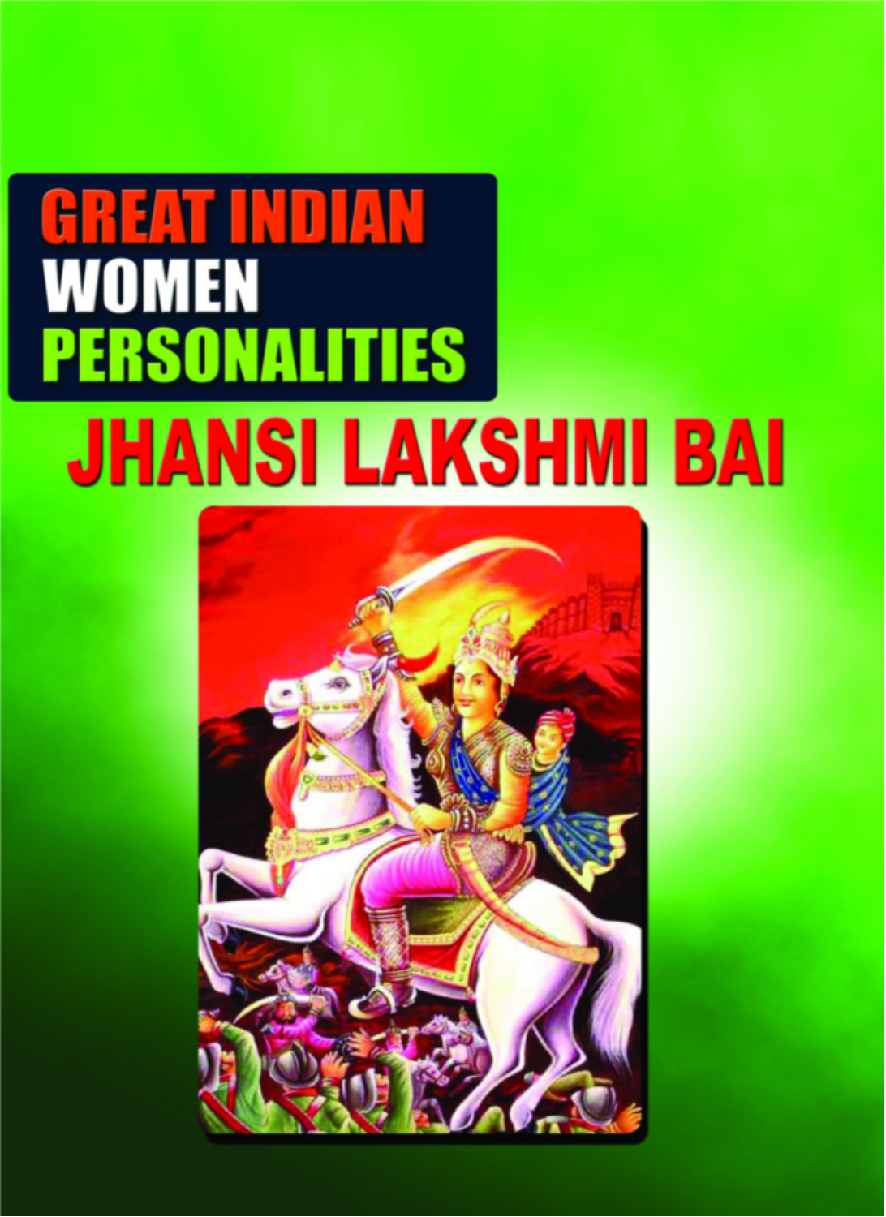# GREAT INDIAN WOMEN PERSONALITIES

# JHANSI LAKSHMI BAI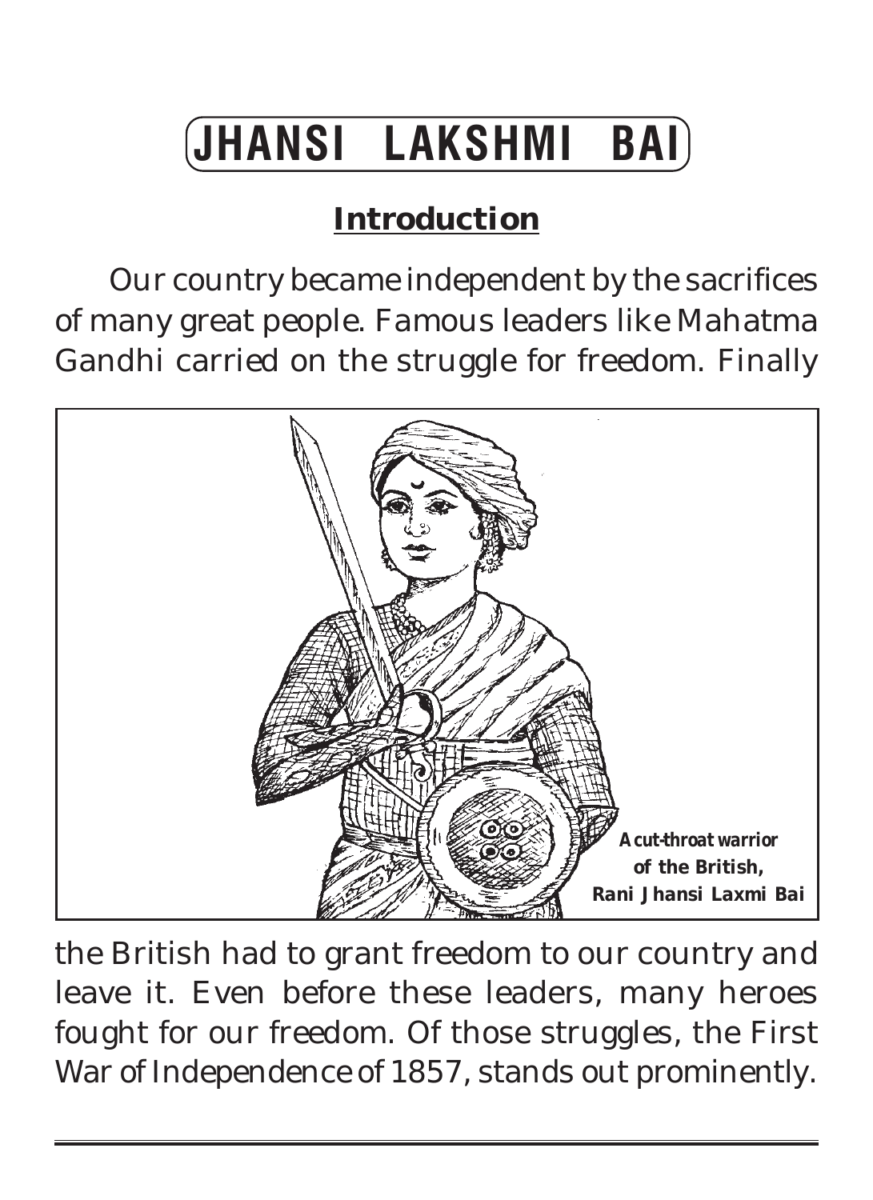# JHANSI LAKSHMI BAI

## Introduction

Our country became independent by the sacrifices of many great people. Famous leaders like Mahatma Gandhi carried on the struggle for freedom. Finally

***A cut-throat warrior of the British, Rani Jhansi Laxmi Bai***

the British had to grant freedom to our country and leave it. Even before these leaders, many heroes fought for our freedom. Of those struggles, the First War of Independence of 1857, stands out prominently.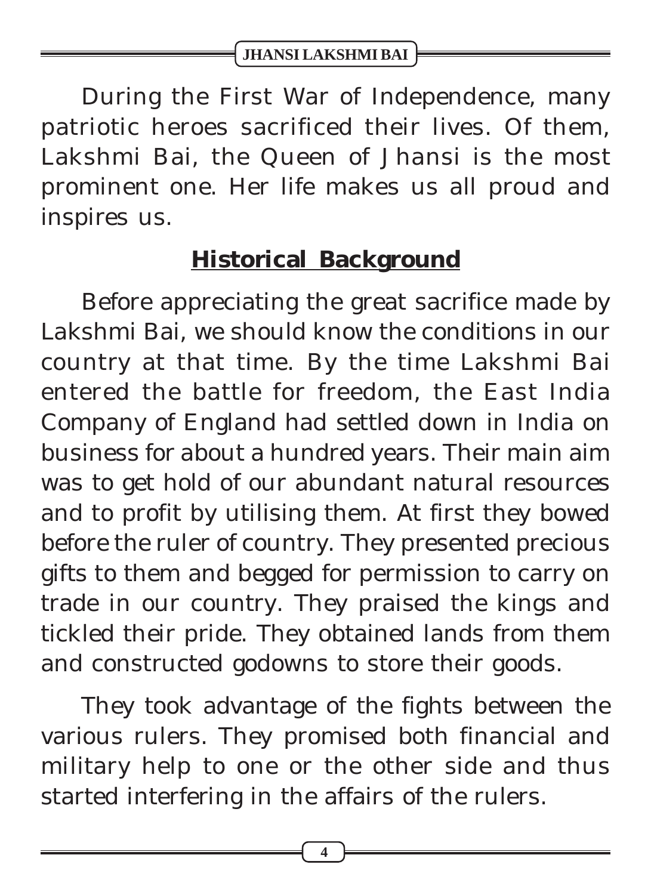During the First War of Independence, many patriotic heroes sacrificed their lives. Of them, Lakshmi Bai, the Queen of Jhansi is the most prominent one. Her life makes us all proud and inspires us.

## Historical Background

Before appreciating the great sacrifice made by Lakshmi Bai, we should know the conditions in our country at that time. By the time Lakshmi Bai entered the battle for freedom, the East India Company of England had settled down in India on business for about a hundred years. Their main aim was to get hold of our abundant natural resources and to profit by utilising them. At first they bowed before the ruler of country. They presented precious gifts to them and begged for permission to carry on trade in our country. They praised the kings and tickled their pride. They obtained lands from them and constructed godowns to store their goods.

They took advantage of the fights between the various rulers. They promised both financial and military help to one or the other side and thus started interfering in the affairs of the rulers.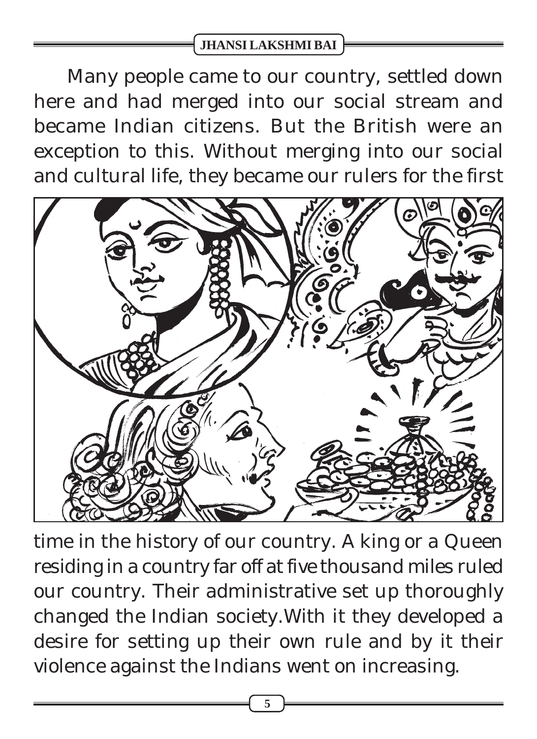Many people came to our country, settled down here and had merged into our social stream and became Indian citizens. But the British were an exception to this. Without merging into our social and cultural life, they became our rulers for the first time in the history of our country. A king or a Queen residing in a country far off at five thousand miles ruled our country. Their administrative set up thoroughly changed the Indian society.With it they developed a desire for setting up their own rule and by it their violence against the Indians went on increasing.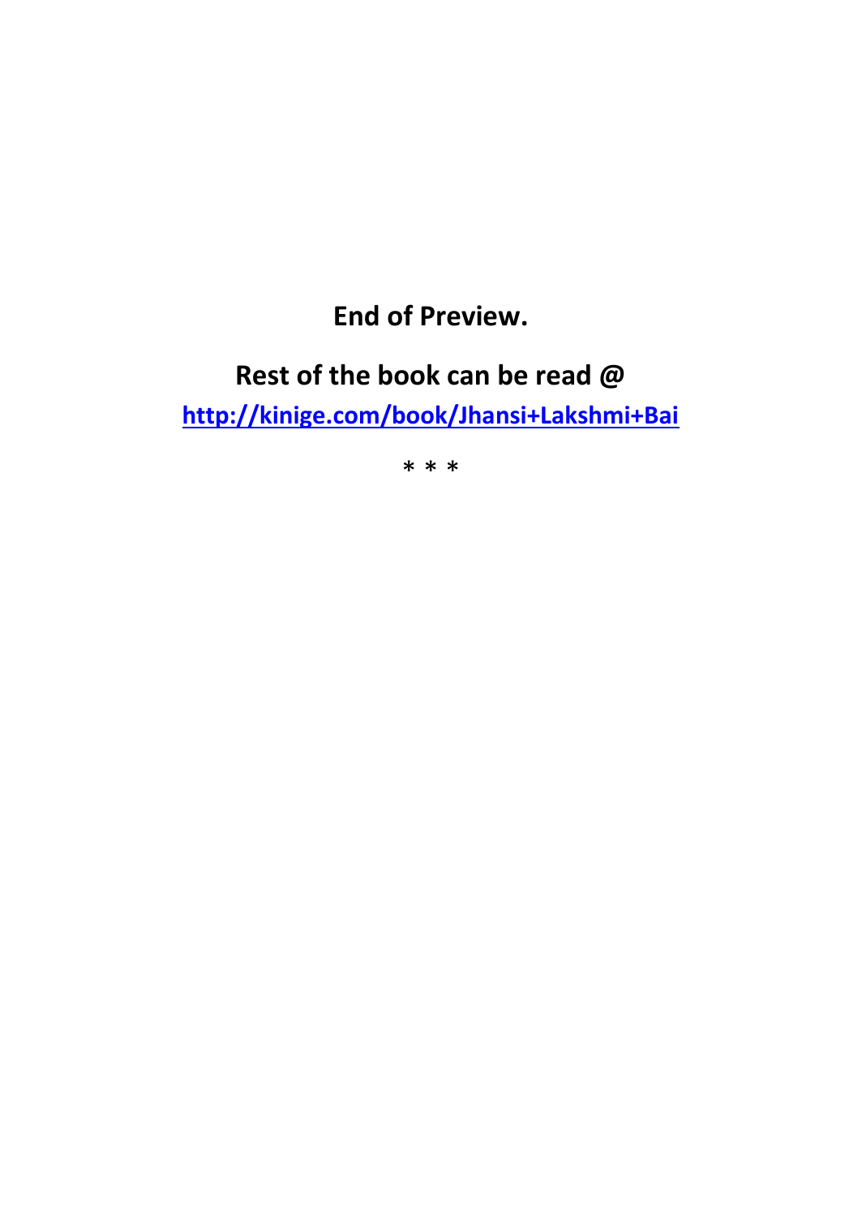**End of Preview.**

**Rest of the book can be read @**

**[http://kinige.com/book/Jhansi+Lakshmi+Bai](http://kinige.com/book/Jhansi+Lakshmi+Bai)**

* * *